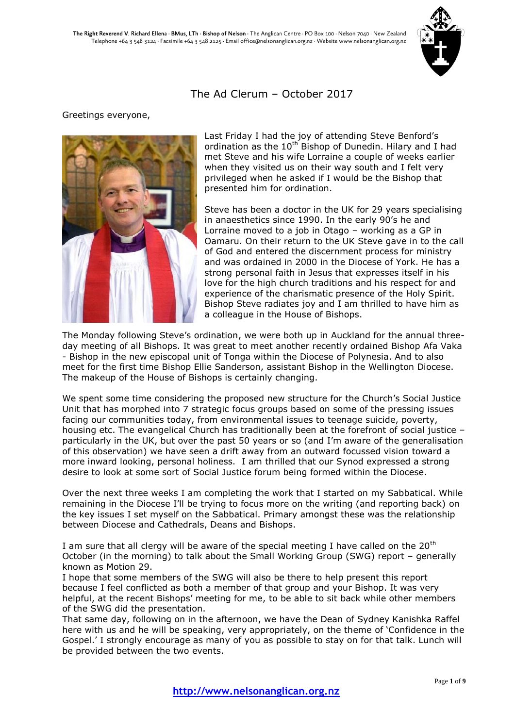The Right Reverend V. Richard Ellena · BMus, LTh · Bishop of Nelson · The Anglican Centre · PO Box 100 · Nelson 7040 · New Zealand
Telephone +64 3 548 3124 · Facsimile +64 3 548 2125 · Email office@nelsonanglican.org.nz · Website www.nelsonanglican.org.nz

# The Ad Clerum – October 2017

Greetings everyone,

Last Friday I had the joy of attending Steve Benford's ordination as the 10th Bishop of Dunedin. Hilary and I had met Steve and his wife Lorraine a couple of weeks earlier when they visited us on their way south and I felt very privileged when he asked if I would be the Bishop that presented him for ordination.

Steve has been a doctor in the UK for 29 years specialising in anaesthetics since 1990. In the early 90's he and Lorraine moved to a job in Otago – working as a GP in Oamaru. On their return to the UK Steve gave in to the call of God and entered the discernment process for ministry and was ordained in 2000 in the Diocese of York. He has a strong personal faith in Jesus that expresses itself in his love for the high church traditions and his respect for and experience of the charismatic presence of the Holy Spirit. Bishop Steve radiates joy and I am thrilled to have him as a colleague in the House of Bishops.

The Monday following Steve's ordination, we were both up in Auckland for the annual three-day meeting of all Bishops. It was great to meet another recently ordained Bishop Afa Vaka - Bishop in the new episcopal unit of Tonga within the Diocese of Polynesia. And to also meet for the first time Bishop Ellie Sanderson, assistant Bishop in the Wellington Diocese. The makeup of the House of Bishops is certainly changing.

We spent some time considering the proposed new structure for the Church's Social Justice Unit that has morphed into 7 strategic focus groups based on some of the pressing issues facing our communities today, from environmental issues to teenage suicide, poverty, housing etc. The evangelical Church has traditionally been at the forefront of social justice – particularly in the UK, but over the past 50 years or so (and I'm aware of the generalisation of this observation) we have seen a drift away from an outward focussed vision toward a more inward looking, personal holiness. I am thrilled that our Synod expressed a strong desire to look at some sort of Social Justice forum being formed within the Diocese.

Over the next three weeks I am completing the work that I started on my Sabbatical. While remaining in the Diocese I'll be trying to focus more on the writing (and reporting back) on the key issues I set myself on the Sabbatical. Primary amongst these was the relationship between Diocese and Cathedrals, Deans and Bishops.

I am sure that all clergy will be aware of the special meeting I have called on the 20th October (in the morning) to talk about the Small Working Group (SWG) report – generally known as Motion 29.

I hope that some members of the SWG will also be there to help present this report because I feel conflicted as both a member of that group and your Bishop. It was very helpful, at the recent Bishops' meeting for me, to be able to sit back while other members of the SWG did the presentation.

That same day, following on in the afternoon, we have the Dean of Sydney Kanishka Raffel here with us and he will be speaking, very appropriately, on the theme of 'Confidence in the Gospel.' I strongly encourage as many of you as possible to stay on for that talk. Lunch will be provided between the two events.

http://www.nelsonanglican.org.nz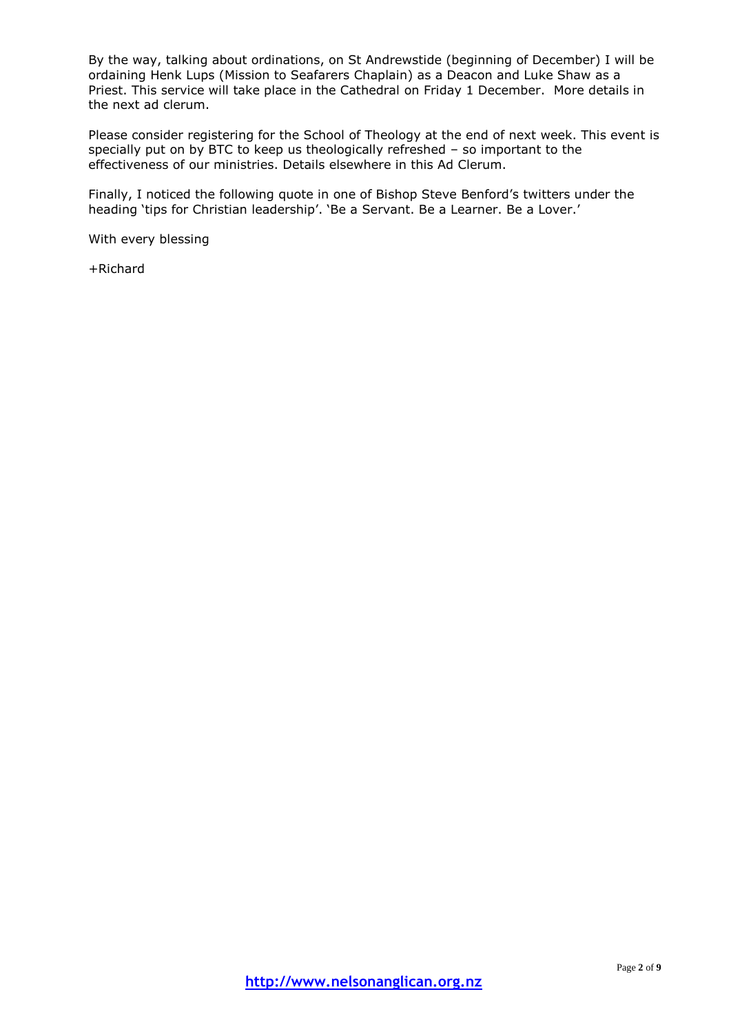By the way, talking about ordinations, on St Andrewstide (beginning of December) I will be ordaining Henk Lups (Mission to Seafarers Chaplain) as a Deacon and Luke Shaw as a Priest. This service will take place in the Cathedral on Friday 1 December. More details in the next ad clerum.

Please consider registering for the School of Theology at the end of next week. This event is specially put on by BTC to keep us theologically refreshed – so important to the effectiveness of our ministries. Details elsewhere in this Ad Clerum.

Finally, I noticed the following quote in one of Bishop Steve Benford's twitters under the heading 'tips for Christian leadership'. 'Be a Servant. Be a Learner. Be a Lover.'

With every blessing

+Richard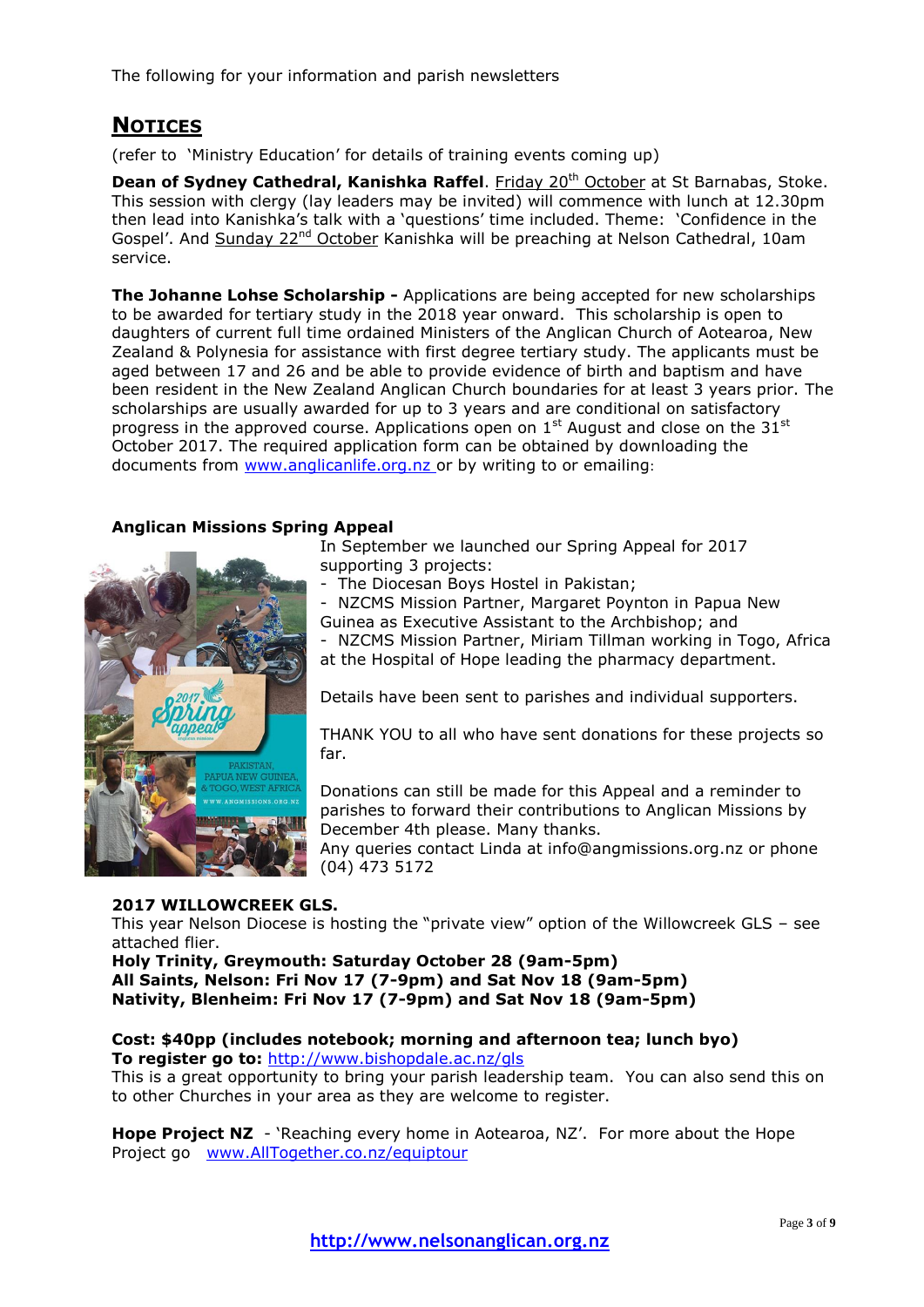The following for your information and parish newsletters

## NOTICES

(refer to 'Ministry Education' for details of training events coming up)

**Dean of Sydney Cathedral, Kanishka Raffel**. Friday 20th October at St Barnabas, Stoke. This session with clergy (lay leaders may be invited) will commence with lunch at 12.30pm then lead into Kanishka's talk with a 'questions' time included. Theme: 'Confidence in the Gospel'. And Sunday 22nd October Kanishka will be preaching at Nelson Cathedral, 10am service.

**The Johanne Lohse Scholarship -** Applications are being accepted for new scholarships to be awarded for tertiary study in the 2018 year onward. This scholarship is open to daughters of current full time ordained Ministers of the Anglican Church of Aotearoa, New Zealand & Polynesia for assistance with first degree tertiary study. The applicants must be aged between 17 and 26 and be able to provide evidence of birth and baptism and have been resident in the New Zealand Anglican Church boundaries for at least 3 years prior. The scholarships are usually awarded for up to 3 years and are conditional on satisfactory progress in the approved course. Applications open on 1st August and close on the 31st October 2017. The required application form can be obtained by downloading the documents from www.anglicanlife.org.nz or by writing to or emailing:

**Anglican Missions Spring Appeal**

In September we launched our Spring Appeal for 2017 supporting 3 projects:

- The Diocesan Boys Hostel in Pakistan;
- NZCMS Mission Partner, Margaret Poynton in Papua New Guinea as Executive Assistant to the Archbishop; and
- NZCMS Mission Partner, Miriam Tillman working in Togo, Africa at the Hospital of Hope leading the pharmacy department.

Details have been sent to parishes and individual supporters.

THANK YOU to all who have sent donations for these projects so far.

Donations can still be made for this Appeal and a reminder to parishes to forward their contributions to Anglican Missions by December 4th please. Many thanks.
Any queries contact Linda at info@angmissions.org.nz or phone (04) 473 5172

**2017 WILLOWCREEK GLS.**
This year Nelson Diocese is hosting the "private view" option of the Willowcreek GLS – see attached flier.
**Holy Trinity, Greymouth: Saturday October 28 (9am-5pm)**
**All Saints, Nelson: Fri Nov 17 (7-9pm) and Sat Nov 18 (9am-5pm)**
**Nativity, Blenheim: Fri Nov 17 (7-9pm) and Sat Nov 18 (9am-5pm)**

**Cost: $40pp (includes notebook; morning and afternoon tea; lunch byo)**
**To register go to:** http://www.bishopdale.ac.nz/gls
This is a great opportunity to bring your parish leadership team. You can also send this on to other Churches in your area as they are welcome to register.

**Hope Project NZ** - 'Reaching every home in Aotearoa, NZ'. For more about the Hope Project go www.AllTogether.co.nz/equiptour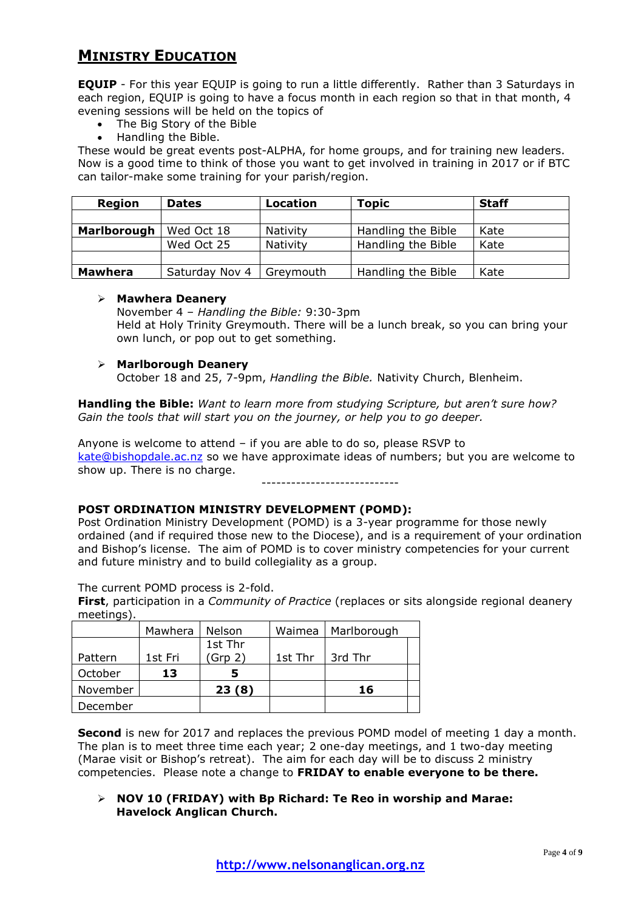## MINISTRY EDUCATION

**EQUIP** - For this year EQUIP is going to run a little differently. Rather than 3 Saturdays in each region, EQUIP is going to have a focus month in each region so that in that month, 4 evening sessions will be held on the topics of

- The Big Story of the Bible
- Handling the Bible.

These would be great events post-ALPHA, for home groups, and for training new leaders. Now is a good time to think of those you want to get involved in training in 2017 or if BTC can tailor-make some training for your parish/region.

| Region | Dates | Location | Topic | Staff |
|---|---|---|---|---|
| | | | | |
| **Marlborough** | Wed Oct 18 | Nativity | Handling the Bible | Kate |
| | Wed Oct 25 | Nativity | Handling the Bible | Kate |
| | | | | |
| **Mawhera** | Saturday Nov 4 | Greymouth | Handling the Bible | Kate |

- **Mawhera Deanery**
  November 4 – *Handling the Bible:* 9:30-3pm
  Held at Holy Trinity Greymouth. There will be a lunch break, so you can bring your own lunch, or pop out to get something.

- **Marlborough Deanery**
  October 18 and 25, 7-9pm, *Handling the Bible.* Nativity Church, Blenheim.

**Handling the Bible:** *Want to learn more from studying Scripture, but aren't sure how? Gain the tools that will start you on the journey, or help you to go deeper.*

Anyone is welcome to attend – if you are able to do so, please RSVP to kate@bishopdale.ac.nz so we have approximate ideas of numbers; but you are welcome to show up. There is no charge.

----------------------------

**POST ORDINATION MINISTRY DEVELOPMENT (POMD):**
Post Ordination Ministry Development (POMD) is a 3-year programme for those newly ordained (and if required those new to the Diocese), and is a requirement of your ordination and Bishop's license. The aim of POMD is to cover ministry competencies for your current and future ministry and to build collegiality as a group.

The current POMD process is 2-fold.
**First**, participation in a *Community of Practice* (replaces or sits alongside regional deanery meetings).

| | Mawhera | Nelson | Waimea | Marlborough |
|---|---|---|---|---|
| Pattern | 1st Fri | 1st Thr (Grp 2) | 1st Thr | 3rd Thr |
| October | **13** | **5** | | |
| November | | **23 (8)** | | **16** |
| December | | | | |

**Second** is new for 2017 and replaces the previous POMD model of meeting 1 day a month. The plan is to meet three time each year; 2 one-day meetings, and 1 two-day meeting (Marae visit or Bishop's retreat). The aim for each day will be to discuss 2 ministry competencies. Please note a change to **FRIDAY to enable everyone to be there.**

- **NOV 10 (FRIDAY) with Bp Richard: Te Reo in worship and Marae: Havelock Anglican Church.**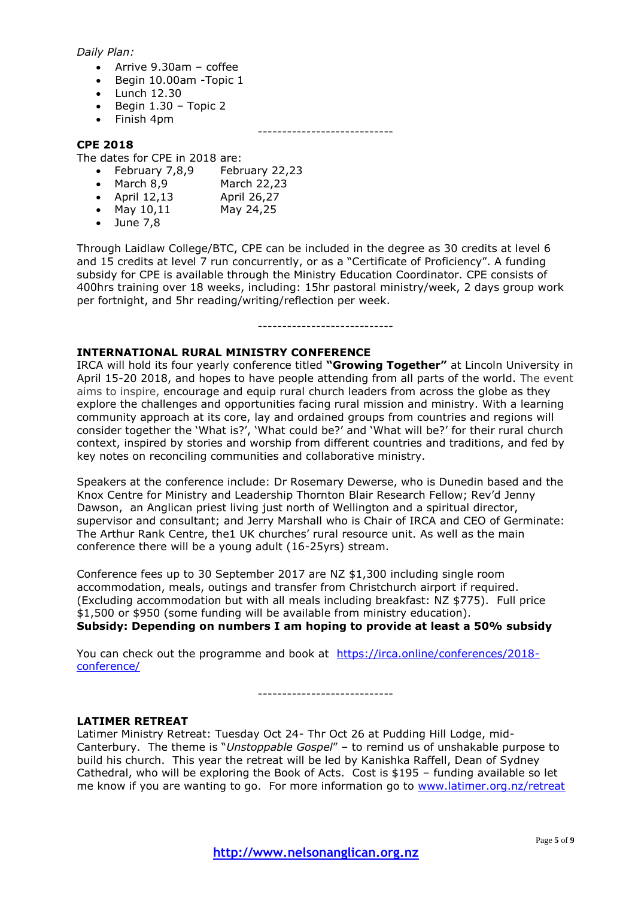*Daily Plan:*

- Arrive 9.30am – coffee
- Begin 10.00am -Topic 1
- Lunch 12.30
- Begin 1.30 – Topic 2
- Finish 4pm

----------------------------

**CPE 2018**

The dates for CPE in 2018 are:

- February 7,8,9 February 22,23
- March 8,9 March 22,23
- April 12,13 April 26,27
- May 10,11 May 24,25
- June 7,8

Through Laidlaw College/BTC, CPE can be included in the degree as 30 credits at level 6 and 15 credits at level 7 run concurrently, or as a "Certificate of Proficiency". A funding subsidy for CPE is available through the Ministry Education Coordinator. CPE consists of 400hrs training over 18 weeks, including: 15hr pastoral ministry/week, 2 days group work per fortnight, and 5hr reading/writing/reflection per week.

----------------------------

**INTERNATIONAL RURAL MINISTRY CONFERENCE**

IRCA will hold its four yearly conference titled **"Growing Together"** at Lincoln University in April 15-20 2018, and hopes to have people attending from all parts of the world. The event aims to inspire, encourage and equip rural church leaders from across the globe as they explore the challenges and opportunities facing rural mission and ministry. With a learning community approach at its core, lay and ordained groups from countries and regions will consider together the 'What is?', 'What could be?' and 'What will be?' for their rural church context, inspired by stories and worship from different countries and traditions, and fed by key notes on reconciling communities and collaborative ministry.

Speakers at the conference include: Dr Rosemary Dewerse, who is Dunedin based and the Knox Centre for Ministry and Leadership Thornton Blair Research Fellow; Rev'd Jenny Dawson, an Anglican priest living just north of Wellington and a spiritual director, supervisor and consultant; and Jerry Marshall who is Chair of IRCA and CEO of Germinate: The Arthur Rank Centre, the1 UK churches' rural resource unit. As well as the main conference there will be a young adult (16-25yrs) stream.

Conference fees up to 30 September 2017 are NZ $1,300 including single room accommodation, meals, outings and transfer from Christchurch airport if required. (Excluding accommodation but with all meals including breakfast: NZ $775). Full price $1,500 or $950 (some funding will be available from ministry education).
**Subsidy: Depending on numbers I am hoping to provide at least a 50% subsidy**

You can check out the programme and book at [https://irca.online/conferences/2018-conference/](https://irca.online/conferences/2018-conference/)

----------------------------

**LATIMER RETREAT**

Latimer Ministry Retreat: Tuesday Oct 24- Thr Oct 26 at Pudding Hill Lodge, mid-Canterbury. The theme is "*Unstoppable Gospel*" – to remind us of unshakable purpose to build his church. This year the retreat will be led by Kanishka Raffell, Dean of Sydney Cathedral, who will be exploring the Book of Acts. Cost is $195 – funding available so let me know if you are wanting to go. For more information go to [www.latimer.org.nz/retreat](http://www.latimer.org.nz/retreat)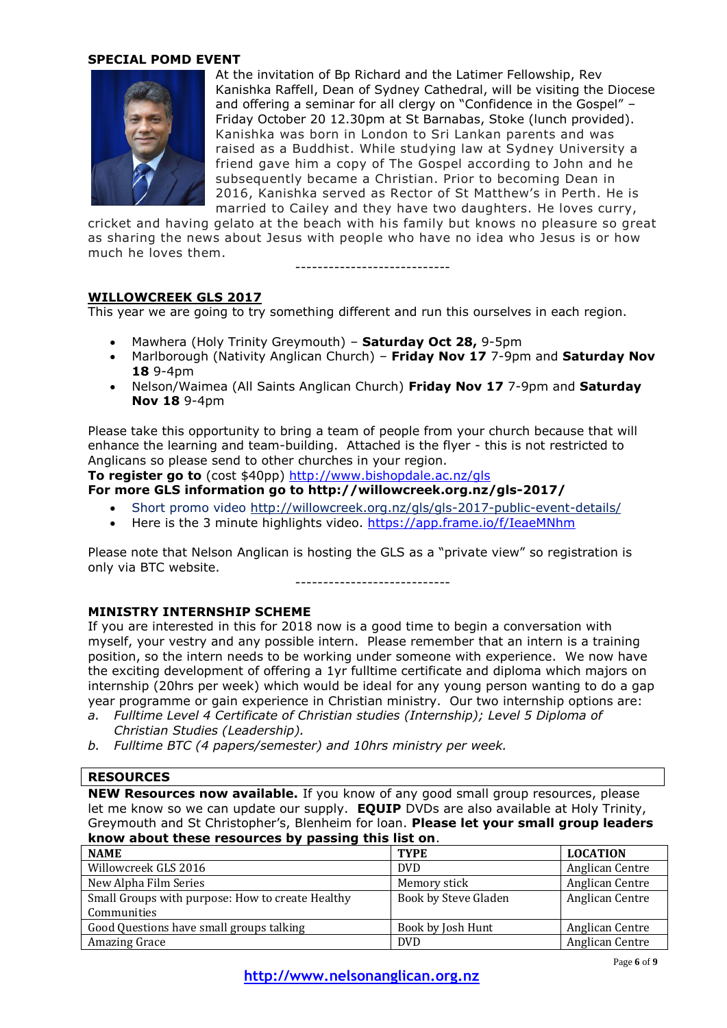**SPECIAL POMD EVENT**

At the invitation of Bp Richard and the Latimer Fellowship, Rev Kanishka Raffell, Dean of Sydney Cathedral, will be visiting the Diocese and offering a seminar for all clergy on "Confidence in the Gospel" – Friday October 20 12.30pm at St Barnabas, Stoke (lunch provided). Kanishka was born in London to Sri Lankan parents and was raised as a Buddhist. While studying law at Sydney University a friend gave him a copy of The Gospel according to John and he subsequently became a Christian. Prior to becoming Dean in 2016, Kanishka served as Rector of St Matthew's in Perth. He is married to Cailey and they have two daughters. He loves curry, cricket and having gelato at the beach with his family but knows no pleasure so great as sharing the news about Jesus with people who have no idea who Jesus is or how much he loves them.

----------------------------

**WILLOWCREEK GLS 2017**

This year we are going to try something different and run this ourselves in each region.

- Mawhera (Holy Trinity Greymouth) – **Saturday Oct 28,** 9-5pm
- Marlborough (Nativity Anglican Church) – **Friday Nov 17** 7-9pm and **Saturday Nov 18** 9-4pm
- Nelson/Waimea (All Saints Anglican Church) **Friday Nov 17** 7-9pm and **Saturday Nov 18** 9-4pm

Please take this opportunity to bring a team of people from your church because that will enhance the learning and team-building. Attached is the flyer - this is not restricted to Anglicans so please send to other churches in your region.

**To register go to** (cost $40pp) http://www.bishopdale.ac.nz/gls

**For more GLS information go to http://willowcreek.org.nz/gls-2017/**

- Short promo video http://willowcreek.org.nz/gls/gls-2017-public-event-details/
- Here is the 3 minute highlights video. https://app.frame.io/f/IeaeMNhm

Please note that Nelson Anglican is hosting the GLS as a "private view" so registration is only via BTC website.

----------------------------

**MINISTRY INTERNSHIP SCHEME**

If you are interested in this for 2018 now is a good time to begin a conversation with myself, your vestry and any possible intern. Please remember that an intern is a training position, so the intern needs to be working under someone with experience. We now have the exciting development of offering a 1yr fulltime certificate and diploma which majors on internship (20hrs per week) which would be ideal for any young person wanting to do a gap year programme or gain experience in Christian ministry. Our two internship options are:

a. *Fulltime Level 4 Certificate of Christian studies (Internship); Level 5 Diploma of Christian Studies (Leadership).*
b. *Fulltime BTC (4 papers/semester) and 10hrs ministry per week.*

**RESOURCES**

**NEW Resources now available.** If you know of any good small group resources, please let me know so we can update our supply. **EQUIP** DVDs are also available at Holy Trinity, Greymouth and St Christopher's, Blenheim for loan. **Please let your small group leaders know about these resources by passing this list on**.

| NAME | TYPE | LOCATION |
|---|---|---|
| Willowcreek GLS 2016 | DVD | Anglican Centre |
| New Alpha Film Series | Memory stick | Anglican Centre |
| Small Groups with purpose: How to create Healthy Communities | Book by Steve Gladen | Anglican Centre |
| Good Questions have small groups talking | Book by Josh Hunt | Anglican Centre |
| Amazing Grace | DVD | Anglican Centre |

http://www.nelsonanglican.org.nz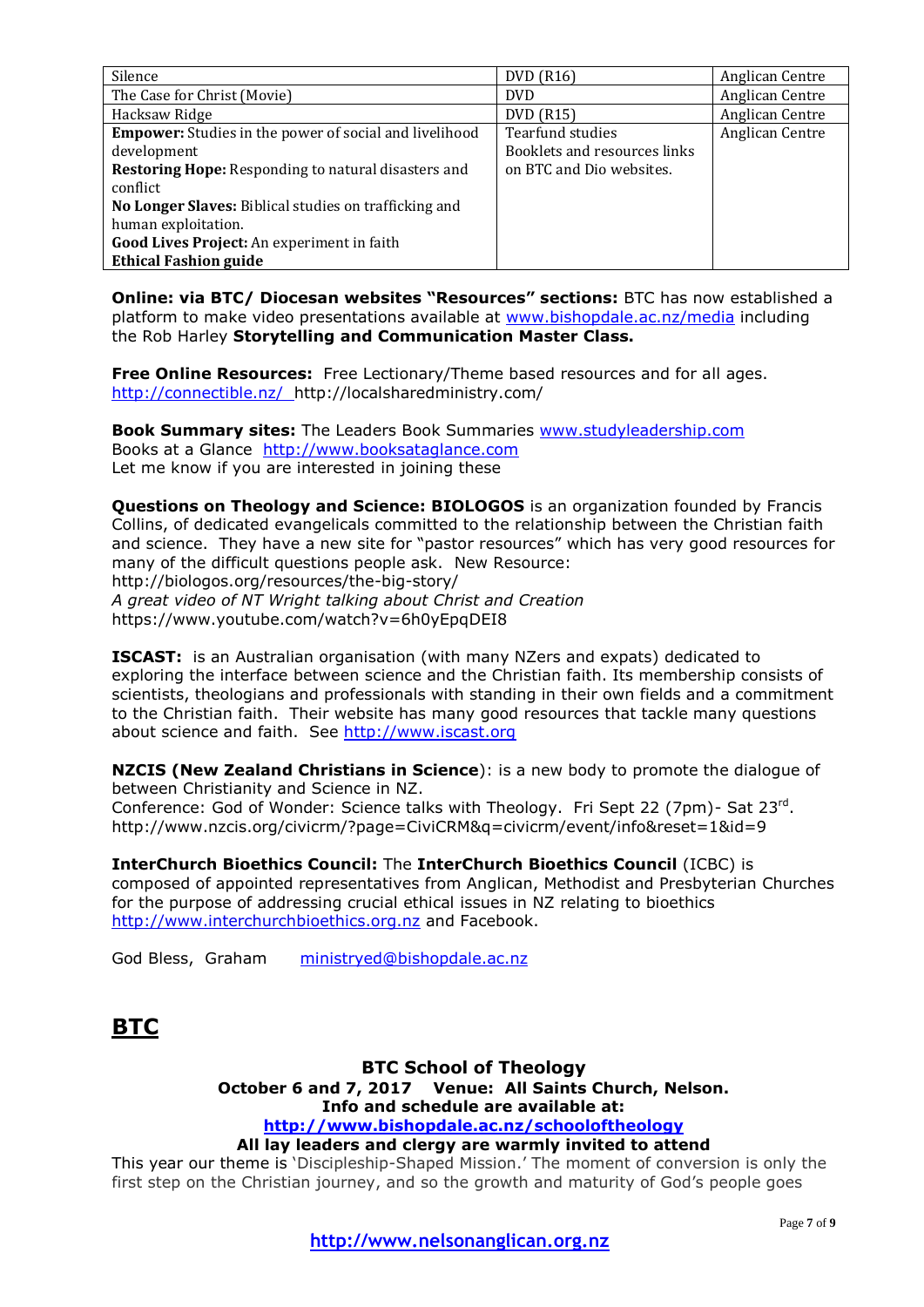| Silence | DVD (R16) | Anglican Centre |
|---|---|---|
| The Case for Christ (Movie) | DVD | Anglican Centre |
| Hacksaw Ridge | DVD (R15) | Anglican Centre |
| **Empower:** Studies in the power of social and livelihood development<br>**Restoring Hope:** Responding to natural disasters and conflict<br>**No Longer Slaves:** Biblical studies on trafficking and human exploitation.<br>**Good Lives Project:** An experiment in faith<br>**Ethical Fashion guide** | Tearfund studies<br>Booklets and resources links on BTC and Dio websites. | Anglican Centre |

**Online: via BTC/ Diocesan websites "Resources" sections:** BTC has now established a platform to make video presentations available at www.bishopdale.ac.nz/media including the Rob Harley **Storytelling and Communication Master Class.**

**Free Online Resources:** Free Lectionary/Theme based resources and for all ages. http://connectible.nz/ http://localsharedministry.com/

**Book Summary sites:** The Leaders Book Summaries www.studyleadership.com
Books at a Glance http://www.booksataglance.com
Let me know if you are interested in joining these

**Questions on Theology and Science: BIOLOGOS** is an organization founded by Francis Collins, of dedicated evangelicals committed to the relationship between the Christian faith and science. They have a new site for "pastor resources" which has very good resources for many of the difficult questions people ask. New Resource:
http://biologos.org/resources/the-big-story/
*A great video of NT Wright talking about Christ and Creation*
https://www.youtube.com/watch?v=6h0yEpqDEI8

**ISCAST:** is an Australian organisation (with many NZers and expats) dedicated to exploring the interface between science and the Christian faith. Its membership consists of scientists, theologians and professionals with standing in their own fields and a commitment to the Christian faith. Their website has many good resources that tackle many questions about science and faith. See http://www.iscast.org

**NZCIS (New Zealand Christians in Science**): is a new body to promote the dialogue of between Christianity and Science in NZ.
Conference: God of Wonder: Science talks with Theology. Fri Sept 22 (7pm)- Sat 23rd.
http://www.nzcis.org/civicrm/?page=CiviCRM&q=civicrm/event/info&reset=1&id=9

**InterChurch Bioethics Council:** The **InterChurch Bioethics Council** (ICBC) is composed of appointed representatives from Anglican, Methodist and Presbyterian Churches for the purpose of addressing crucial ethical issues in NZ relating to bioethics http://www.interchurchbioethics.org.nz and Facebook.

God Bless, Graham ministryed@bishopdale.ac.nz

# BTC

### BTC School of Theology
**October 6 and 7, 2017 Venue: All Saints Church, Nelson.**
**Info and schedule are available at:**
**http://www.bishopdale.ac.nz/schooloftheology**
**All lay leaders and clergy are warmly invited to attend**

This year our theme is 'Discipleship-Shaped Mission.' The moment of conversion is only the first step on the Christian journey, and so the growth and maturity of God's people goes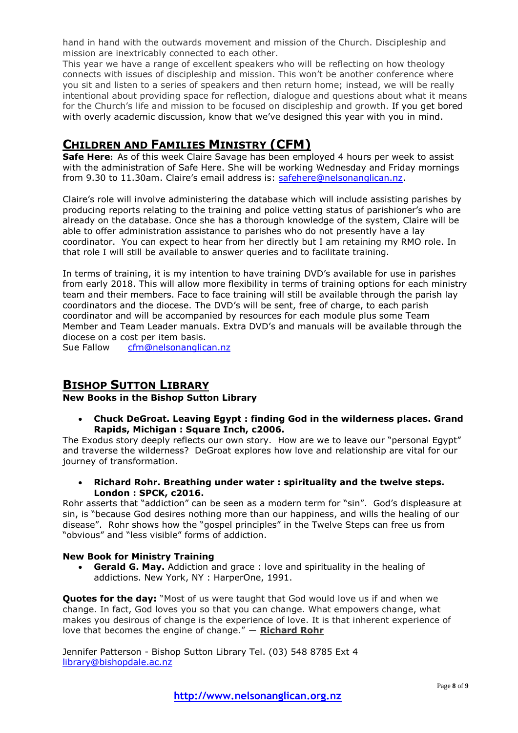hand in hand with the outwards movement and mission of the Church. Discipleship and mission are inextricably connected to each other.
This year we have a range of excellent speakers who will be reflecting on how theology connects with issues of discipleship and mission. This won't be another conference where you sit and listen to a series of speakers and then return home; instead, we will be really intentional about providing space for reflection, dialogue and questions about what it means for the Church's life and mission to be focused on discipleship and growth. If you get bored with overly academic discussion, know that we've designed this year with you in mind.

## Children and Families Ministry (CFM)

**Safe Here**: As of this week Claire Savage has been employed 4 hours per week to assist with the administration of Safe Here. She will be working Wednesday and Friday mornings from 9.30 to 11.30am. Claire's email address is: safehere@nelsonanglican.nz.

Claire's role will involve administering the database which will include assisting parishes by producing reports relating to the training and police vetting status of parishioner's who are already on the database. Once she has a thorough knowledge of the system, Claire will be able to offer administration assistance to parishes who do not presently have a lay coordinator. You can expect to hear from her directly but I am retaining my RMO role. In that role I will still be available to answer queries and to facilitate training.

In terms of training, it is my intention to have training DVD's available for use in parishes from early 2018. This will allow more flexibility in terms of training options for each ministry team and their members. Face to face training will still be available through the parish lay coordinators and the diocese. The DVD's will be sent, free of charge, to each parish coordinator and will be accompanied by resources for each module plus some Team Member and Team Leader manuals. Extra DVD's and manuals will be available through the diocese on a cost per item basis.
Sue Fallow cfm@nelsonanglican.nz

## Bishop Sutton Library

**New Books in the Bishop Sutton Library**

- **Chuck DeGroat. Leaving Egypt : finding God in the wilderness places. Grand Rapids, Michigan : Square Inch, c2006.**

The Exodus story deeply reflects our own story. How are we to leave our "personal Egypt" and traverse the wilderness? DeGroat explores how love and relationship are vital for our journey of transformation.

- **Richard Rohr. Breathing under water : spirituality and the twelve steps. London : SPCK, c2016.**

Rohr asserts that "addiction" can be seen as a modern term for "sin". God's displeasure at sin, is "because God desires nothing more than our happiness, and wills the healing of our disease". Rohr shows how the "gospel principles" in the Twelve Steps can free us from "obvious" and "less visible" forms of addiction.

**New Book for Ministry Training**

- **Gerald G. May.** Addiction and grace : love and spirituality in the healing of addictions. New York, NY : HarperOne, 1991.

**Quotes for the day:** "Most of us were taught that God would love us if and when we change. In fact, God loves you so that you can change. What empowers change, what makes you desirous of change is the experience of love. It is that inherent experience of love that becomes the engine of change." — **Richard Rohr**

Jennifer Patterson - Bishop Sutton Library Tel. (03) 548 8785 Ext 4
library@bishopdale.ac.nz

http://www.nelsonanglican.org.nz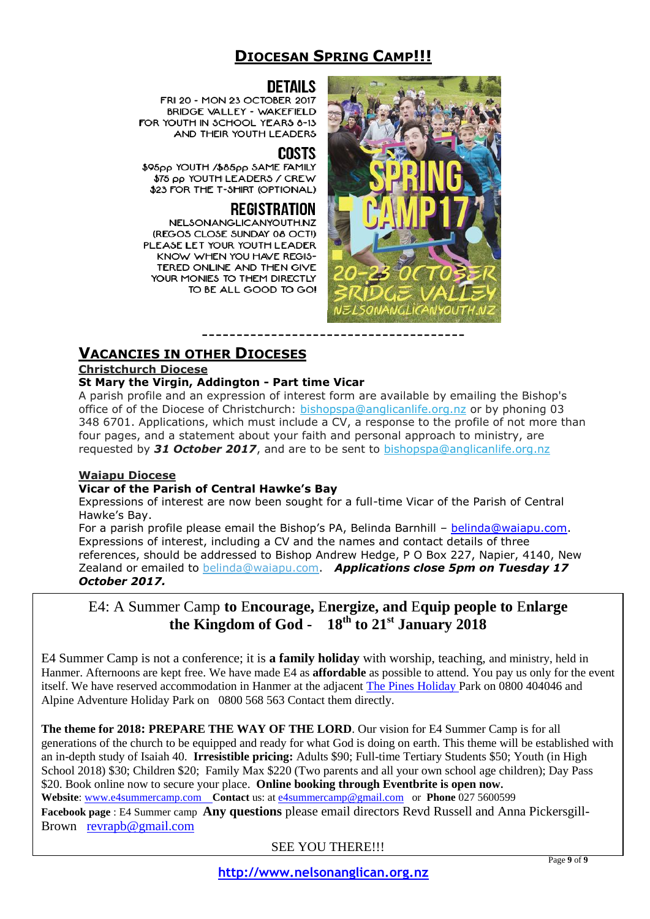# DIOCESAN SPRING CAMP!!!

## DETAILS

FRI 20 - MON 23 OCTOBER 2017
BRIDGE VALLEY - WAKEFIELD
FOR YOUTH IN SCHOOL YEARS 8-13
AND THEIR YOUTH LEADERS

## COSTS

$95pp YOUTH /$85pp SAME FAMILY
$75 pp YOUTH LEADERS / CREW
$23 FOR THE T-SHIRT (OPTIONAL)

## REGISTRATION

NELSONANGLICANYOUTH.NZ
(REGOS CLOSE SUNDAY 08 OCT!)
PLEASE LET YOUR YOUTH LEADER KNOW WHEN YOU HAVE REGISTERED ONLINE AND THEN GIVE YOUR MONIES TO THEM DIRECTLY TO BE ALL GOOD TO GO!

SPRING CAMP 17
20-23 OCTOBER
BRIDGE VALLEY
NELSONANGLICANYOUTH.NZ

---

# VACANCIES IN OTHER DIOCESES

## Christchurch Diocese

### St Mary the Virgin, Addington - Part time Vicar

A parish profile and an expression of interest form are available by emailing the Bishop's office of of the Diocese of Christchurch: bishopspa@anglicanlife.org.nz or by phoning 03 348 6701. Applications, which must include a CV, a response to the profile of not more than four pages, and a statement about your faith and personal approach to ministry, are requested by ***31 October 2017***, and are to be sent to bishopspa@anglicanlife.org.nz

## Waiapu Diocese

### Vicar of the Parish of Central Hawke's Bay

Expressions of interest are now been sought for a full-time Vicar of the Parish of Central Hawke's Bay.
For a parish profile please email the Bishop's PA, Belinda Barnhill – belinda@waiapu.com. Expressions of interest, including a CV and the names and contact details of three references, should be addressed to Bishop Andrew Hedge, P O Box 227, Napier, 4140, New Zealand or emailed to belinda@waiapu.com. ***Applications close 5pm on Tuesday 17 October 2017.***

---

## E4: A Summer Camp **to E**ncourage, **E**nergize, **and E**quip **people to E**nlarge **the Kingdom of God - 18th to 21st January 2018**

E4 Summer Camp is not a conference; it is **a family holiday** with worship, teaching, and ministry, held in Hanmer. Afternoons are kept free. We have made E4 as **affordable** as possible to attend. You pay us only for the event itself. We have reserved accommodation in Hanmer at the adjacent The Pines Holiday Park on 0800 404046 and Alpine Adventure Holiday Park on 0800 568 563 Contact them directly.

**The theme for 2018: PREPARE THE WAY OF THE LORD**. Our vision for E4 Summer Camp is for all generations of the church to be equipped and ready for what God is doing on earth. This theme will be established with an in-depth study of Isaiah 40. **Irresistible pricing:** Adults $90; Full-time Tertiary Students $50; Youth (in High School 2018) $30; Children $20; Family Max $220 (Two parents and all your own school age children); Day Pass $20. Book online now to secure your place. **Online booking through Eventbrite is open now.**
**Website**: www.e4summercamp.com **Contact** us: at e4summercamp@gmail.com or **Phone** 027 5600599
**Facebook page** : E4 Summer camp **Any questions** please email directors Revd Russell and Anna Pickersgill-Brown revrapb@gmail.com

SEE YOU THERE!!!

http://www.nelsonanglican.org.nz